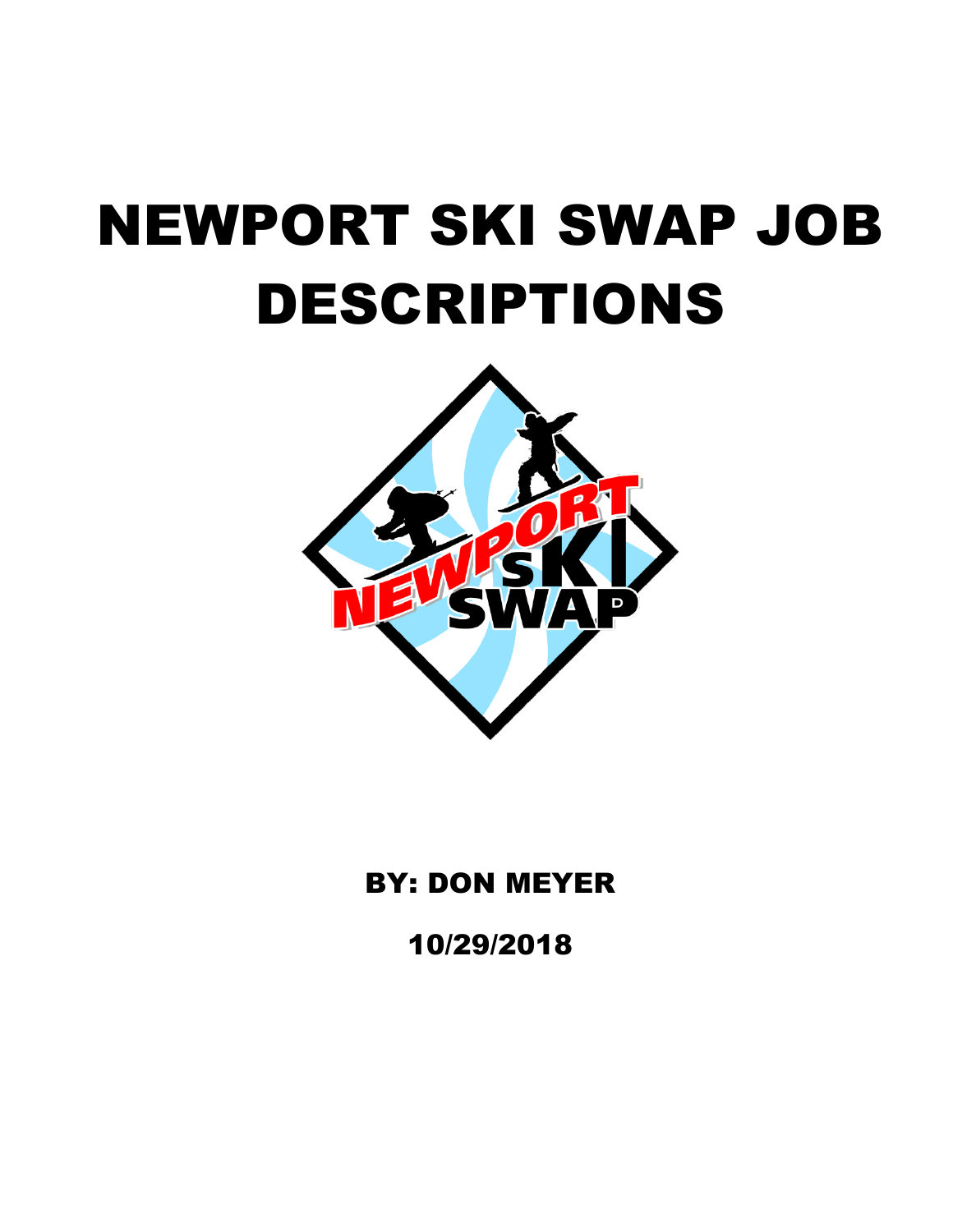# NEWPORT SKI SWAP JOB DESCRIPTIONS

BY: DON MEYER

10/29/2018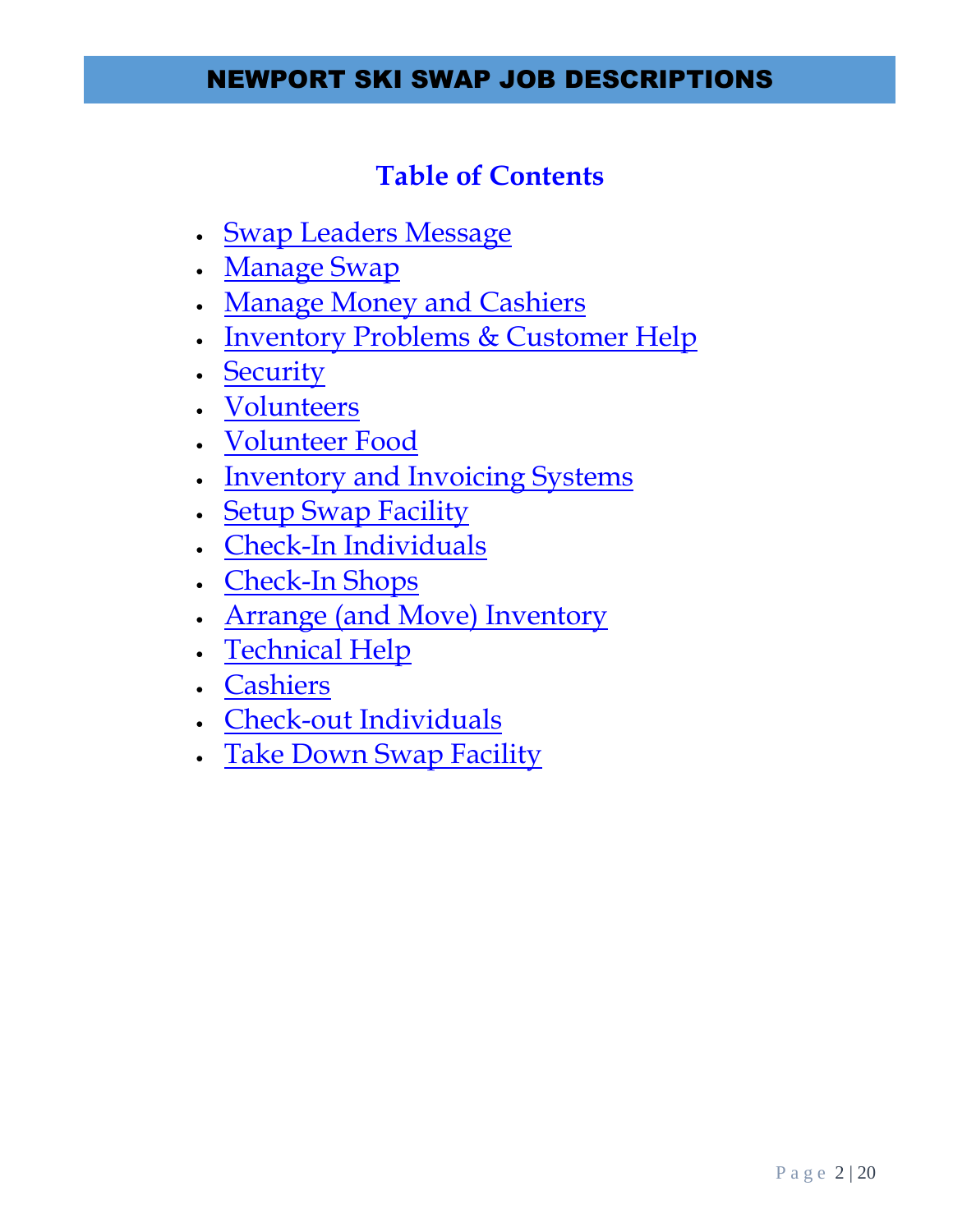# NEWPORT SKI SWAP JOB DESCRIPTIONS

## Table of Contents

- Swap Leaders Message
- Manage Swap
- Manage Money and Cashiers
- Inventory Problems & Customer Help
- Security
- Volunteers
- Volunteer Food
- Inventory and Invoicing Systems
- Setup Swap Facility
- Check-In Individuals
- Check-In Shops
- Arrange (and Move) Inventory
- Technical Help
- Cashiers
- Check-out Individuals
- Take Down Swap Facility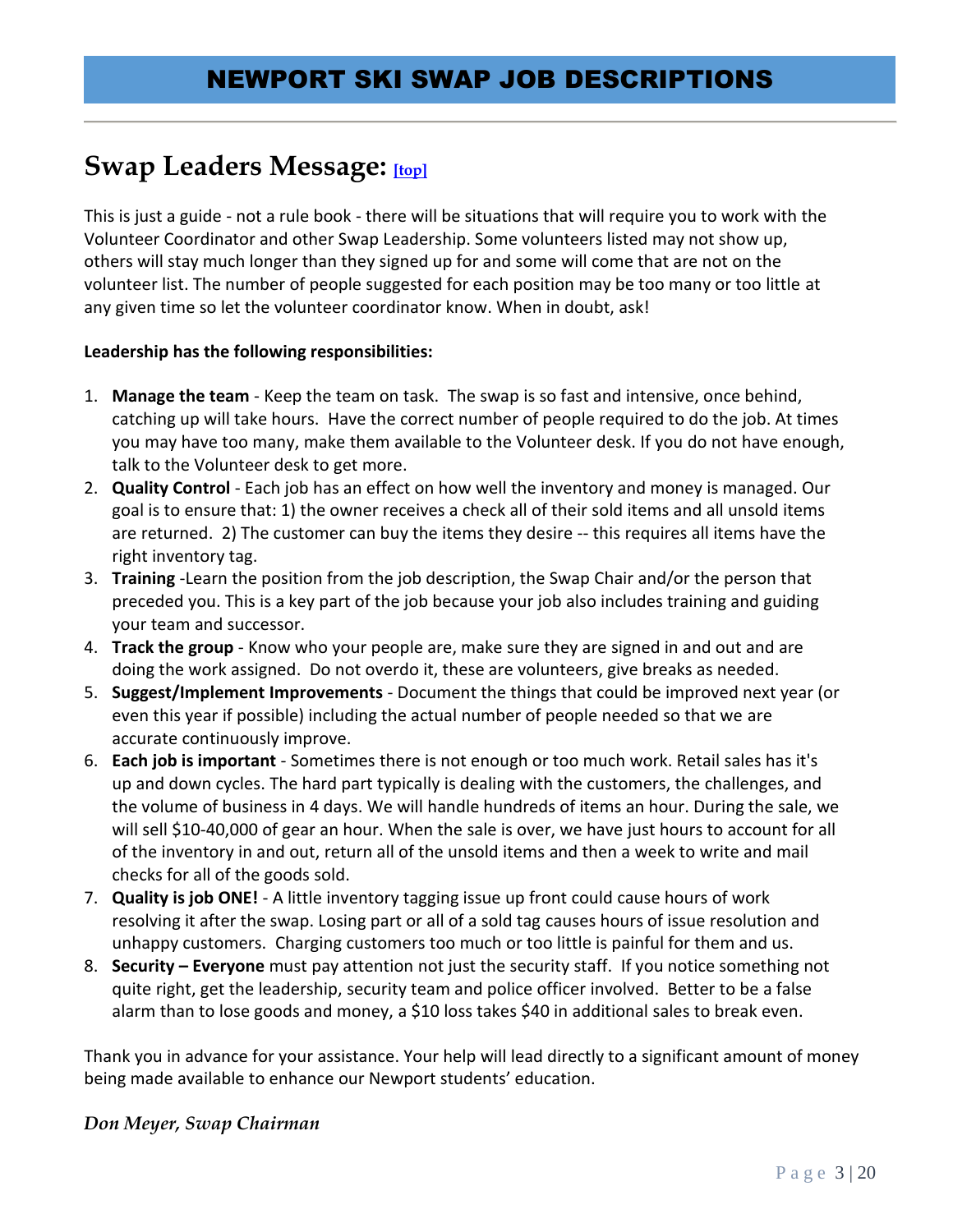# NEWPORT SKI SWAP JOB DESCRIPTIONS

## Swap Leaders Message: [top]

This is just a guide - not a rule book - there will be situations that will require you to work with the Volunteer Coordinator and other Swap Leadership. Some volunteers listed may not show up, others will stay much longer than they signed up for and some will come that are not on the volunteer list. The number of people suggested for each position may be too many or too little at any given time so let the volunteer coordinator know. When in doubt, ask!

**Leadership has the following responsibilities:**

1. **Manage the team** - Keep the team on task. The swap is so fast and intensive, once behind, catching up will take hours. Have the correct number of people required to do the job. At times you may have too many, make them available to the Volunteer desk. If you do not have enough, talk to the Volunteer desk to get more.
2. **Quality Control** - Each job has an effect on how well the inventory and money is managed. Our goal is to ensure that: 1) the owner receives a check all of their sold items and all unsold items are returned. 2) The customer can buy the items they desire -- this requires all items have the right inventory tag.
3. **Training** -Learn the position from the job description, the Swap Chair and/or the person that preceded you. This is a key part of the job because your job also includes training and guiding your team and successor.
4. **Track the group** - Know who your people are, make sure they are signed in and out and are doing the work assigned. Do not overdo it, these are volunteers, give breaks as needed.
5. **Suggest/Implement Improvements** - Document the things that could be improved next year (or even this year if possible) including the actual number of people needed so that we are accurate continuously improve.
6. **Each job is important** - Sometimes there is not enough or too much work. Retail sales has it's up and down cycles. The hard part typically is dealing with the customers, the challenges, and the volume of business in 4 days. We will handle hundreds of items an hour. During the sale, we will sell $10-40,000 of gear an hour. When the sale is over, we have just hours to account for all of the inventory in and out, return all of the unsold items and then a week to write and mail checks for all of the goods sold.
7. **Quality is job ONE!** - A little inventory tagging issue up front could cause hours of work resolving it after the swap. Losing part or all of a sold tag causes hours of issue resolution and unhappy customers. Charging customers too much or too little is painful for them and us.
8. **Security – Everyone** must pay attention not just the security staff. If you notice something not quite right, get the leadership, security team and police officer involved. Better to be a false alarm than to lose goods and money, a $10 loss takes $40 in additional sales to break even.

Thank you in advance for your assistance. Your help will lead directly to a significant amount of money being made available to enhance our Newport students' education.

***Don Meyer, Swap Chairman***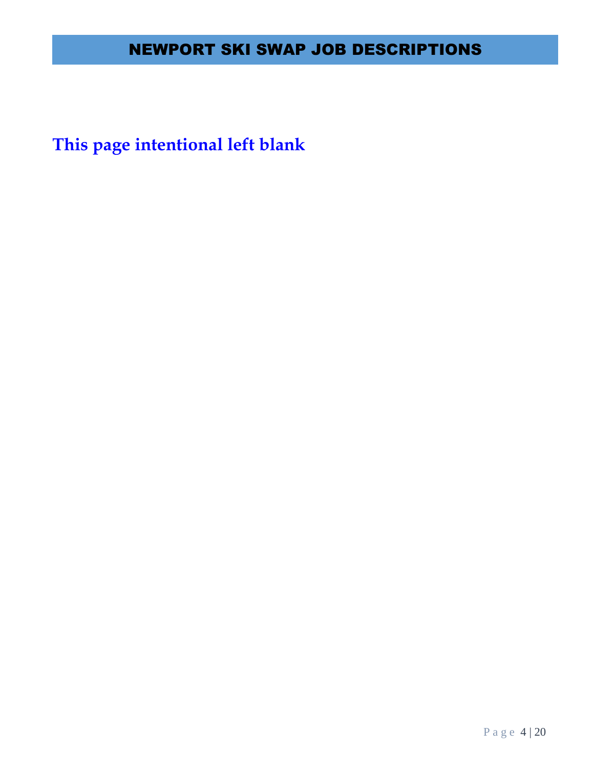**This page intentional left blank**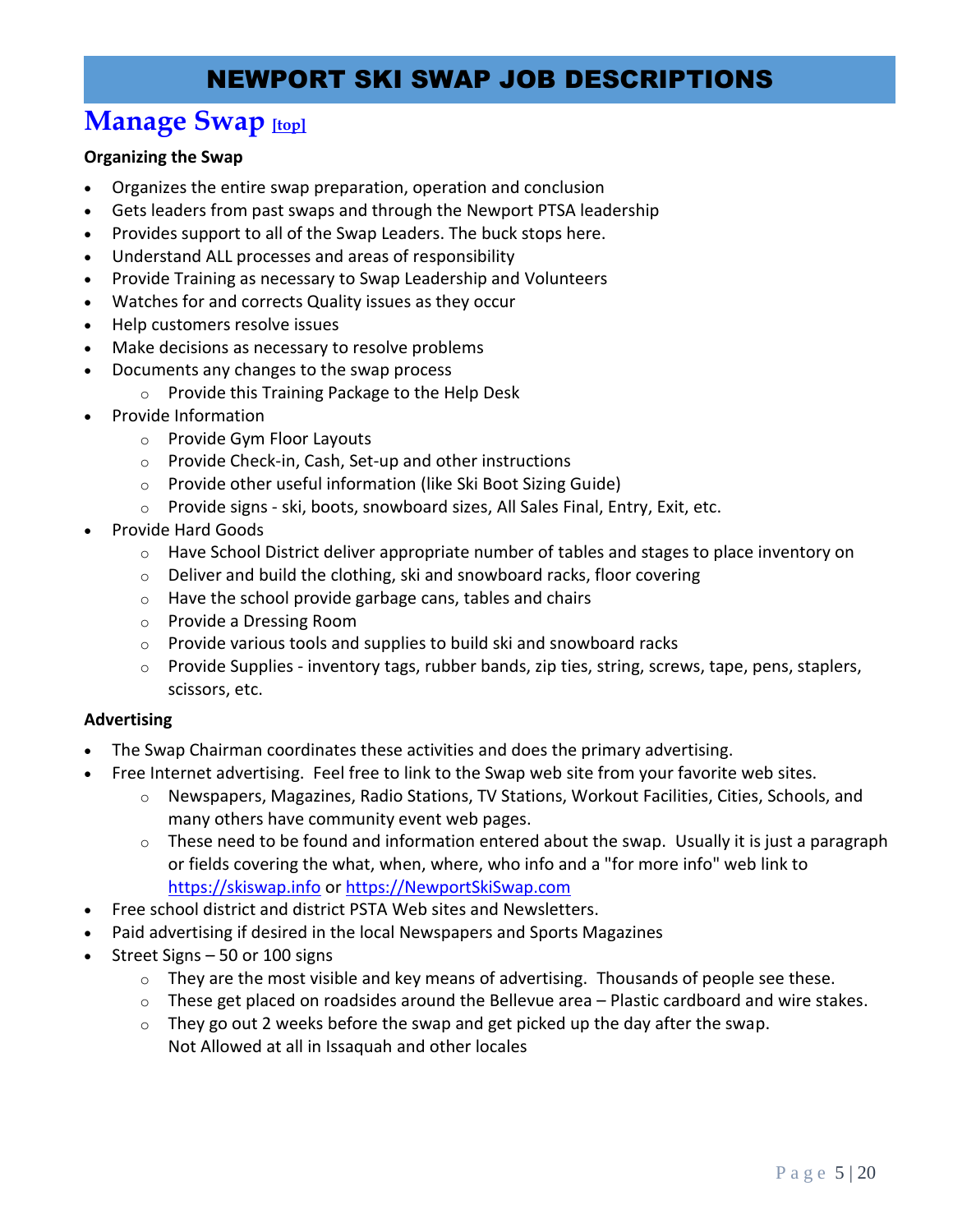# NEWPORT SKI SWAP JOB DESCRIPTIONS

## Manage Swap [top]

**Organizing the Swap**

- Organizes the entire swap preparation, operation and conclusion
- Gets leaders from past swaps and through the Newport PTSA leadership
- Provides support to all of the Swap Leaders. The buck stops here.
- Understand ALL processes and areas of responsibility
- Provide Training as necessary to Swap Leadership and Volunteers
- Watches for and corrects Quality issues as they occur
- Help customers resolve issues
- Make decisions as necessary to resolve problems
- Documents any changes to the swap process
  - Provide this Training Package to the Help Desk
- Provide Information
  - Provide Gym Floor Layouts
  - Provide Check-in, Cash, Set-up and other instructions
  - Provide other useful information (like Ski Boot Sizing Guide)
  - Provide signs - ski, boots, snowboard sizes, All Sales Final, Entry, Exit, etc.
- Provide Hard Goods
  - Have School District deliver appropriate number of tables and stages to place inventory on
  - Deliver and build the clothing, ski and snowboard racks, floor covering
  - Have the school provide garbage cans, tables and chairs
  - Provide a Dressing Room
  - Provide various tools and supplies to build ski and snowboard racks
  - Provide Supplies - inventory tags, rubber bands, zip ties, string, screws, tape, pens, staplers, scissors, etc.

**Advertising**

- The Swap Chairman coordinates these activities and does the primary advertising.
- Free Internet advertising. Feel free to link to the Swap web site from your favorite web sites.
  - Newspapers, Magazines, Radio Stations, TV Stations, Workout Facilities, Cities, Schools, and many others have community event web pages.
  - These need to be found and information entered about the swap. Usually it is just a paragraph or fields covering the what, when, where, who info and a "for more info" web link to https://skiswap.info or https://NewportSkiSwap.com
- Free school district and district PSTA Web sites and Newsletters.
- Paid advertising if desired in the local Newspapers and Sports Magazines
- Street Signs – 50 or 100 signs
  - They are the most visible and key means of advertising. Thousands of people see these.
  - These get placed on roadsides around the Bellevue area – Plastic cardboard and wire stakes.
  - They go out 2 weeks before the swap and get picked up the day after the swap.
    Not Allowed at all in Issaquah and other locales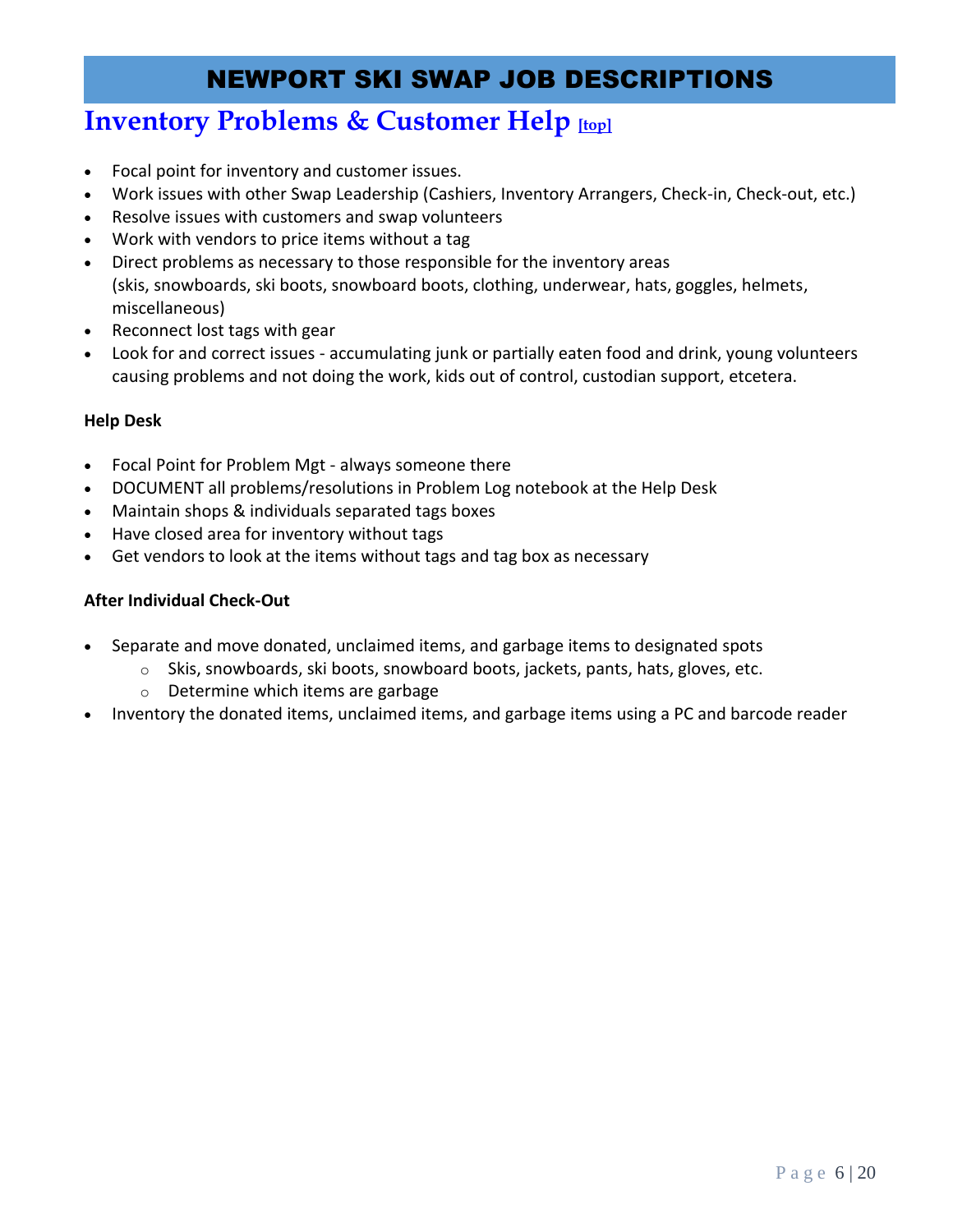# NEWPORT SKI SWAP JOB DESCRIPTIONS

## Inventory Problems & Customer Help [top]

- Focal point for inventory and customer issues.
- Work issues with other Swap Leadership (Cashiers, Inventory Arrangers, Check-in, Check-out, etc.)
- Resolve issues with customers and swap volunteers
- Work with vendors to price items without a tag
- Direct problems as necessary to those responsible for the inventory areas (skis, snowboards, ski boots, snowboard boots, clothing, underwear, hats, goggles, helmets, miscellaneous)
- Reconnect lost tags with gear
- Look for and correct issues - accumulating junk or partially eaten food and drink, young volunteers causing problems and not doing the work, kids out of control, custodian support, etcetera.

**Help Desk**

- Focal Point for Problem Mgt - always someone there
- DOCUMENT all problems/resolutions in Problem Log notebook at the Help Desk
- Maintain shops & individuals separated tags boxes
- Have closed area for inventory without tags
- Get vendors to look at the items without tags and tag box as necessary

**After Individual Check-Out**

- Separate and move donated, unclaimed items, and garbage items to designated spots
  - Skis, snowboards, ski boots, snowboard boots, jackets, pants, hats, gloves, etc.
  - Determine which items are garbage
- Inventory the donated items, unclaimed items, and garbage items using a PC and barcode reader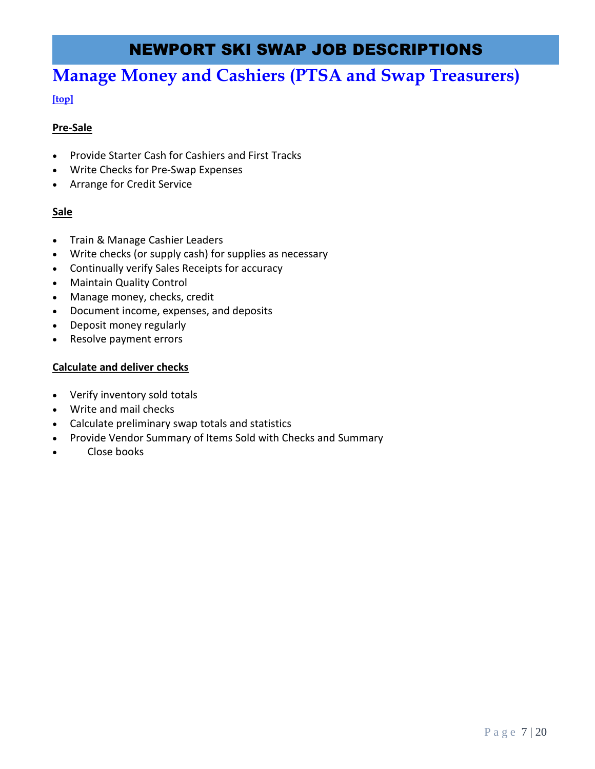# NEWPORT SKI SWAP JOB DESCRIPTIONS

## Manage Money and Cashiers (PTSA and Swap Treasurers)

**[top]**

**Pre-Sale**

- Provide Starter Cash for Cashiers and First Tracks
- Write Checks for Pre-Swap Expenses
- Arrange for Credit Service

**Sale**

- Train & Manage Cashier Leaders
- Write checks (or supply cash) for supplies as necessary
- Continually verify Sales Receipts for accuracy
- Maintain Quality Control
- Manage money, checks, credit
- Document income, expenses, and deposits
- Deposit money regularly
- Resolve payment errors

**Calculate and deliver checks**

- Verify inventory sold totals
- Write and mail checks
- Calculate preliminary swap totals and statistics
- Provide Vendor Summary of Items Sold with Checks and Summary
- Close books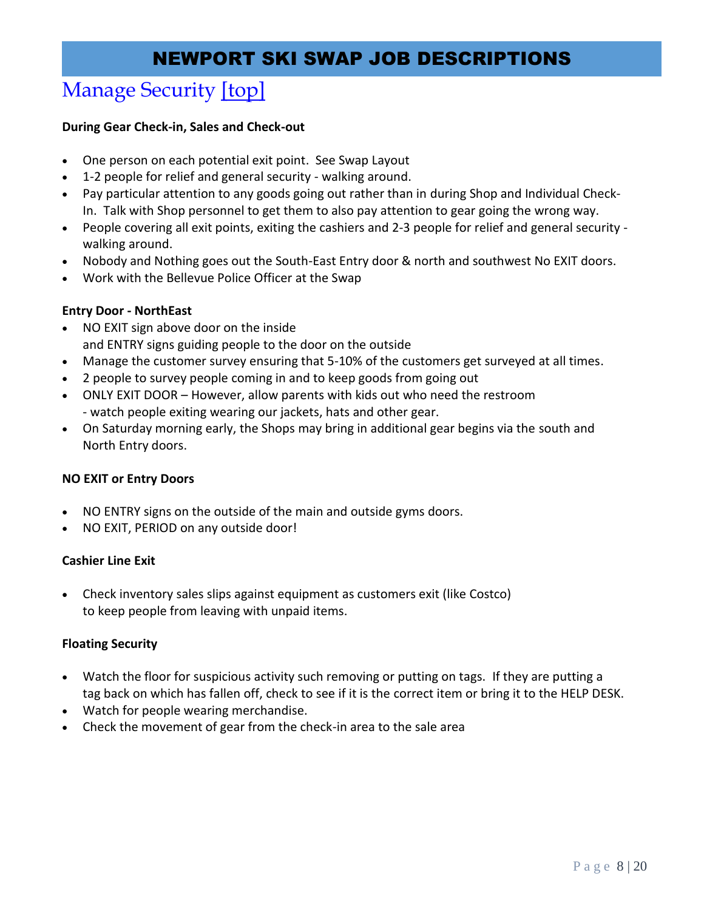# NEWPORT SKI SWAP JOB DESCRIPTIONS

## Manage Security [top]

**During Gear Check-in, Sales and Check-out**

- One person on each potential exit point. See Swap Layout
- 1-2 people for relief and general security - walking around.
- Pay particular attention to any goods going out rather than in during Shop and Individual Check-In. Talk with Shop personnel to get them to also pay attention to gear going the wrong way.
- People covering all exit points, exiting the cashiers and 2-3 people for relief and general security - walking around.
- Nobody and Nothing goes out the South-East Entry door & north and southwest No EXIT doors.
- Work with the Bellevue Police Officer at the Swap

**Entry Door - NorthEast**

- NO EXIT sign above door on the inside
  and ENTRY signs guiding people to the door on the outside
- Manage the customer survey ensuring that 5-10% of the customers get surveyed at all times.
- 2 people to survey people coming in and to keep goods from going out
- ONLY EXIT DOOR – However, allow parents with kids out who need the restroom
  - watch people exiting wearing our jackets, hats and other gear.
- On Saturday morning early, the Shops may bring in additional gear begins via the south and North Entry doors.

**NO EXIT or Entry Doors**

- NO ENTRY signs on the outside of the main and outside gyms doors.
- NO EXIT, PERIOD on any outside door!

**Cashier Line Exit**

- Check inventory sales slips against equipment as customers exit (like Costco) to keep people from leaving with unpaid items.

**Floating Security**

- Watch the floor for suspicious activity such removing or putting on tags. If they are putting a tag back on which has fallen off, check to see if it is the correct item or bring it to the HELP DESK.
- Watch for people wearing merchandise.
- Check the movement of gear from the check-in area to the sale area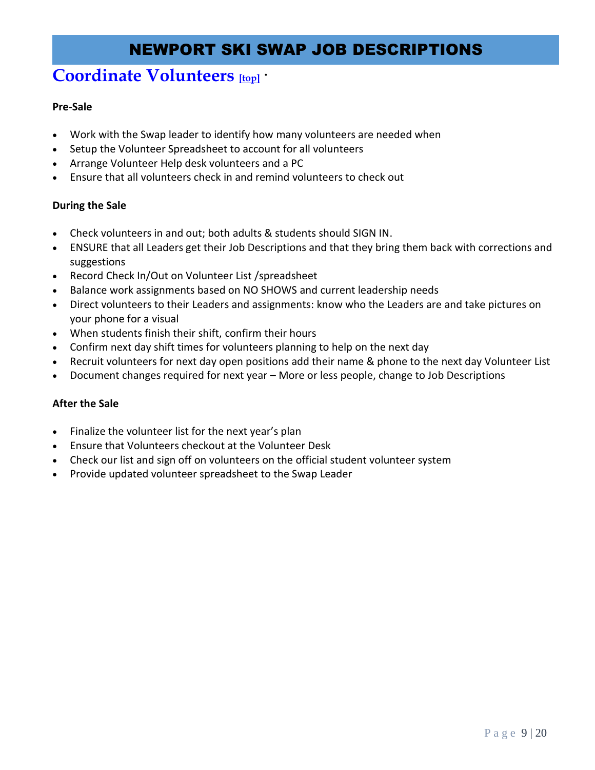# NEWPORT SKI SWAP JOB DESCRIPTIONS

## Coordinate Volunteers [top] ·

**Pre-Sale**

- Work with the Swap leader to identify how many volunteers are needed when
- Setup the Volunteer Spreadsheet to account for all volunteers
- Arrange Volunteer Help desk volunteers and a PC
- Ensure that all volunteers check in and remind volunteers to check out

**During the Sale**

- Check volunteers in and out; both adults & students should SIGN IN.
- ENSURE that all Leaders get their Job Descriptions and that they bring them back with corrections and suggestions
- Record Check In/Out on Volunteer List /spreadsheet
- Balance work assignments based on NO SHOWS and current leadership needs
- Direct volunteers to their Leaders and assignments: know who the Leaders are and take pictures on your phone for a visual
- When students finish their shift, confirm their hours
- Confirm next day shift times for volunteers planning to help on the next day
- Recruit volunteers for next day open positions add their name & phone to the next day Volunteer List
- Document changes required for next year – More or less people, change to Job Descriptions

**After the Sale**

- Finalize the volunteer list for the next year's plan
- Ensure that Volunteers checkout at the Volunteer Desk
- Check our list and sign off on volunteers on the official student volunteer system
- Provide updated volunteer spreadsheet to the Swap Leader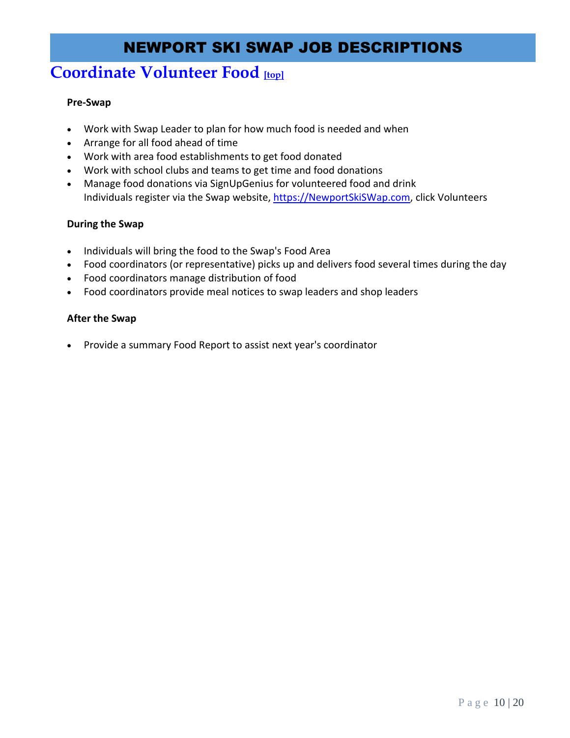# NEWPORT SKI SWAP JOB DESCRIPTIONS

## Coordinate Volunteer Food [top]

**Pre-Swap**

- Work with Swap Leader to plan for how much food is needed and when
- Arrange for all food ahead of time
- Work with area food establishments to get food donated
- Work with school clubs and teams to get time and food donations
- Manage food donations via SignUpGenius for volunteered food and drink
  Individuals register via the Swap website, https://NewportSkiSWap.com, click Volunteers

**During the Swap**

- Individuals will bring the food to the Swap's Food Area
- Food coordinators (or representative) picks up and delivers food several times during the day
- Food coordinators manage distribution of food
- Food coordinators provide meal notices to swap leaders and shop leaders

**After the Swap**

- Provide a summary Food Report to assist next year's coordinator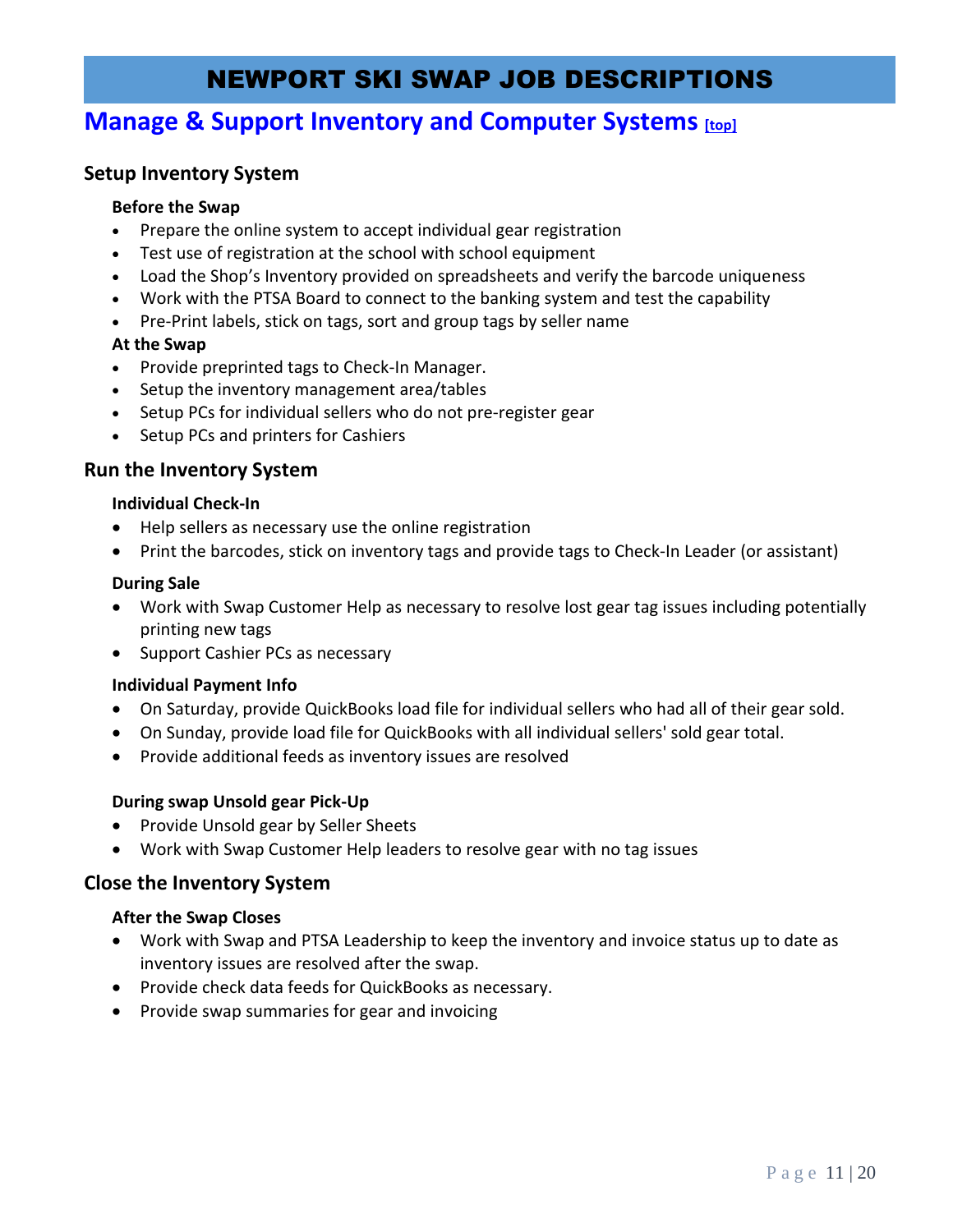# NEWPORT SKI SWAP JOB DESCRIPTIONS

## Manage & Support Inventory and Computer Systems [top]

### Setup Inventory System

**Before the Swap**

- Prepare the online system to accept individual gear registration
- Test use of registration at the school with school equipment
- Load the Shop's Inventory provided on spreadsheets and verify the barcode uniqueness
- Work with the PTSA Board to connect to the banking system and test the capability
- Pre-Print labels, stick on tags, sort and group tags by seller name

**At the Swap**

- Provide preprinted tags to Check-In Manager.
- Setup the inventory management area/tables
- Setup PCs for individual sellers who do not pre-register gear
- Setup PCs and printers for Cashiers

### Run the Inventory System

**Individual Check-In**

- Help sellers as necessary use the online registration
- Print the barcodes, stick on inventory tags and provide tags to Check-In Leader (or assistant)

**During Sale**

- Work with Swap Customer Help as necessary to resolve lost gear tag issues including potentially printing new tags
- Support Cashier PCs as necessary

**Individual Payment Info**

- On Saturday, provide QuickBooks load file for individual sellers who had all of their gear sold.
- On Sunday, provide load file for QuickBooks with all individual sellers' sold gear total.
- Provide additional feeds as inventory issues are resolved

**During swap Unsold gear Pick-Up**

- Provide Unsold gear by Seller Sheets
- Work with Swap Customer Help leaders to resolve gear with no tag issues

### Close the Inventory System

**After the Swap Closes**

- Work with Swap and PTSA Leadership to keep the inventory and invoice status up to date as inventory issues are resolved after the swap.
- Provide check data feeds for QuickBooks as necessary.
- Provide swap summaries for gear and invoicing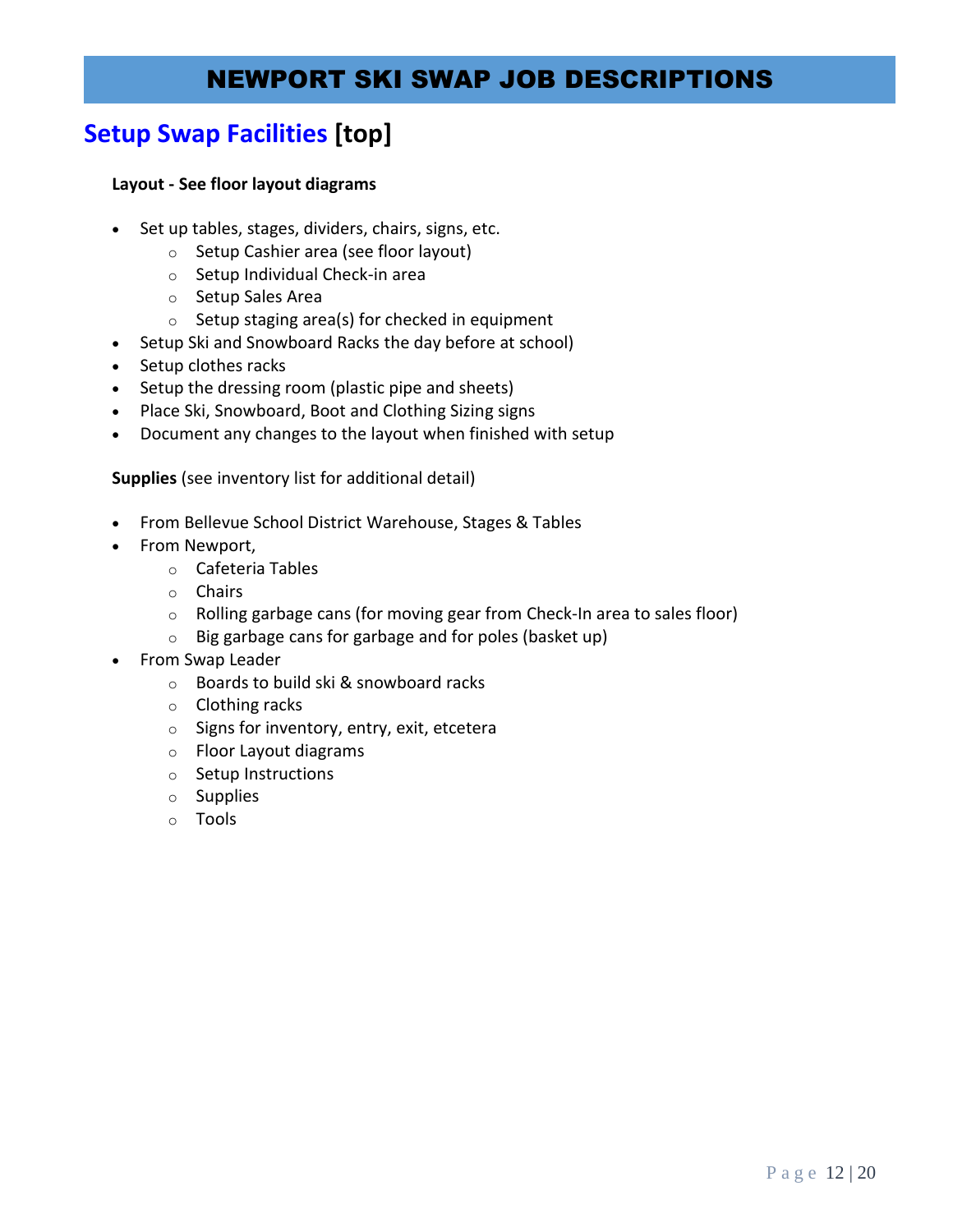# NEWPORT SKI SWAP JOB DESCRIPTIONS

## Setup Swap Facilities [top]

**Layout - See floor layout diagrams**

- Set up tables, stages, dividers, chairs, signs, etc.
  - Setup Cashier area (see floor layout)
  - Setup Individual Check-in area
  - Setup Sales Area
  - Setup staging area(s) for checked in equipment
- Setup Ski and Snowboard Racks the day before at school)
- Setup clothes racks
- Setup the dressing room (plastic pipe and sheets)
- Place Ski, Snowboard, Boot and Clothing Sizing signs
- Document any changes to the layout when finished with setup

**Supplies** (see inventory list for additional detail)

- From Bellevue School District Warehouse, Stages & Tables
- From Newport,
  - Cafeteria Tables
  - Chairs
  - Rolling garbage cans (for moving gear from Check-In area to sales floor)
  - Big garbage cans for garbage and for poles (basket up)
- From Swap Leader
  - Boards to build ski & snowboard racks
  - Clothing racks
  - Signs for inventory, entry, exit, etcetera
  - Floor Layout diagrams
  - Setup Instructions
  - Supplies
  - Tools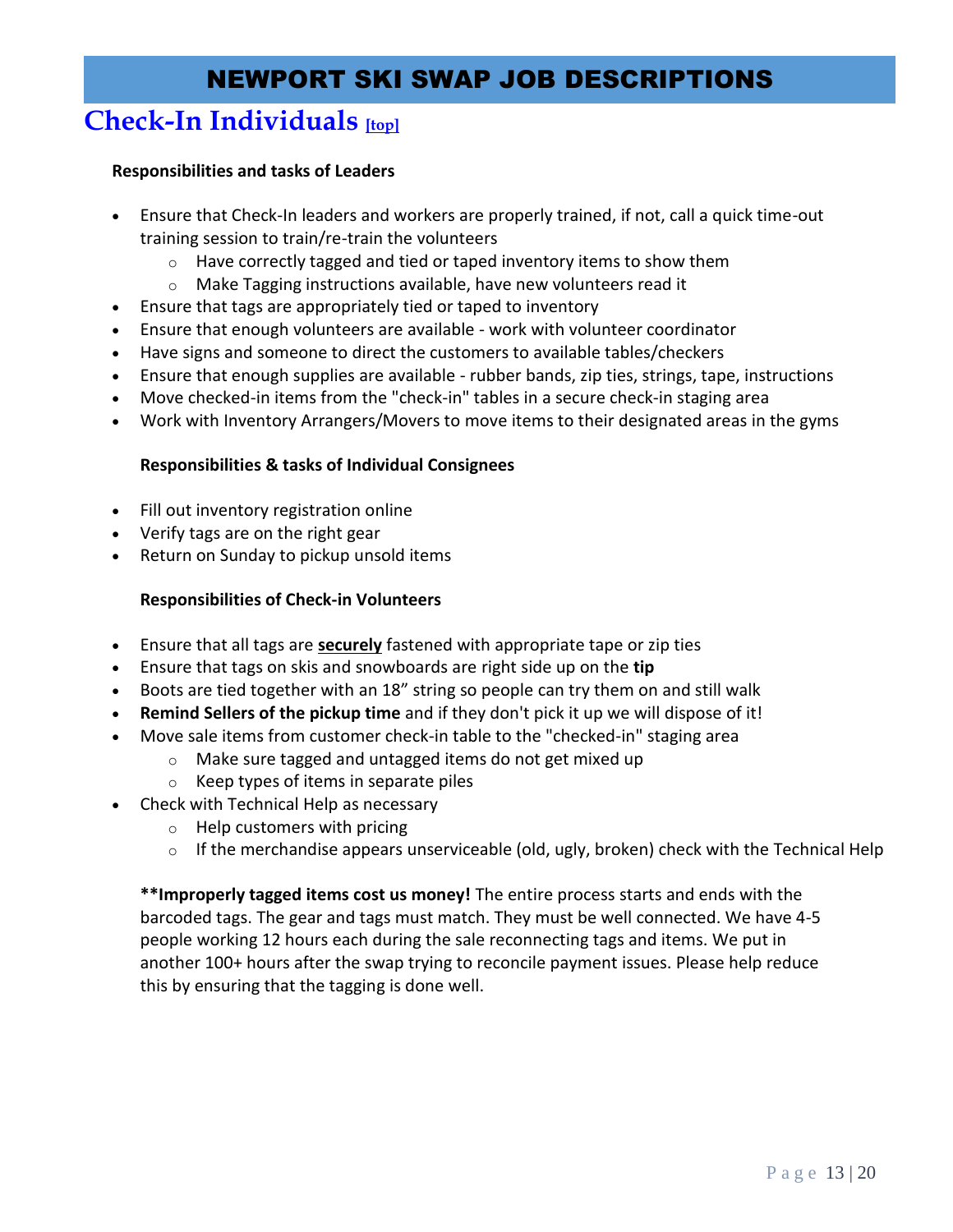# NEWPORT SKI SWAP JOB DESCRIPTIONS

## Check-In Individuals [top]

**Responsibilities and tasks of Leaders**

- Ensure that Check-In leaders and workers are properly trained, if not, call a quick time-out training session to train/re-train the volunteers
  - Have correctly tagged and tied or taped inventory items to show them
  - Make Tagging instructions available, have new volunteers read it
- Ensure that tags are appropriately tied or taped to inventory
- Ensure that enough volunteers are available - work with volunteer coordinator
- Have signs and someone to direct the customers to available tables/checkers
- Ensure that enough supplies are available - rubber bands, zip ties, strings, tape, instructions
- Move checked-in items from the "check-in" tables in a secure check-in staging area
- Work with Inventory Arrangers/Movers to move items to their designated areas in the gyms

**Responsibilities & tasks of Individual Consignees**

- Fill out inventory registration online
- Verify tags are on the right gear
- Return on Sunday to pickup unsold items

**Responsibilities of Check-in Volunteers**

- Ensure that all tags are **securely** fastened with appropriate tape or zip ties
- Ensure that tags on skis and snowboards are right side up on the **tip**
- Boots are tied together with an 18” string so people can try them on and still walk
- **Remind Sellers of the pickup time** and if they don't pick it up we will dispose of it!
- Move sale items from customer check-in table to the "checked-in" staging area
  - Make sure tagged and untagged items do not get mixed up
  - Keep types of items in separate piles
- Check with Technical Help as necessary
  - Help customers with pricing
  - If the merchandise appears unserviceable (old, ugly, broken) check with the Technical Help

**\*\*Improperly tagged items cost us money!** The entire process starts and ends with the barcoded tags. The gear and tags must match. They must be well connected. We have 4-5 people working 12 hours each during the sale reconnecting tags and items. We put in another 100+ hours after the swap trying to reconcile payment issues. Please help reduce this by ensuring that the tagging is done well.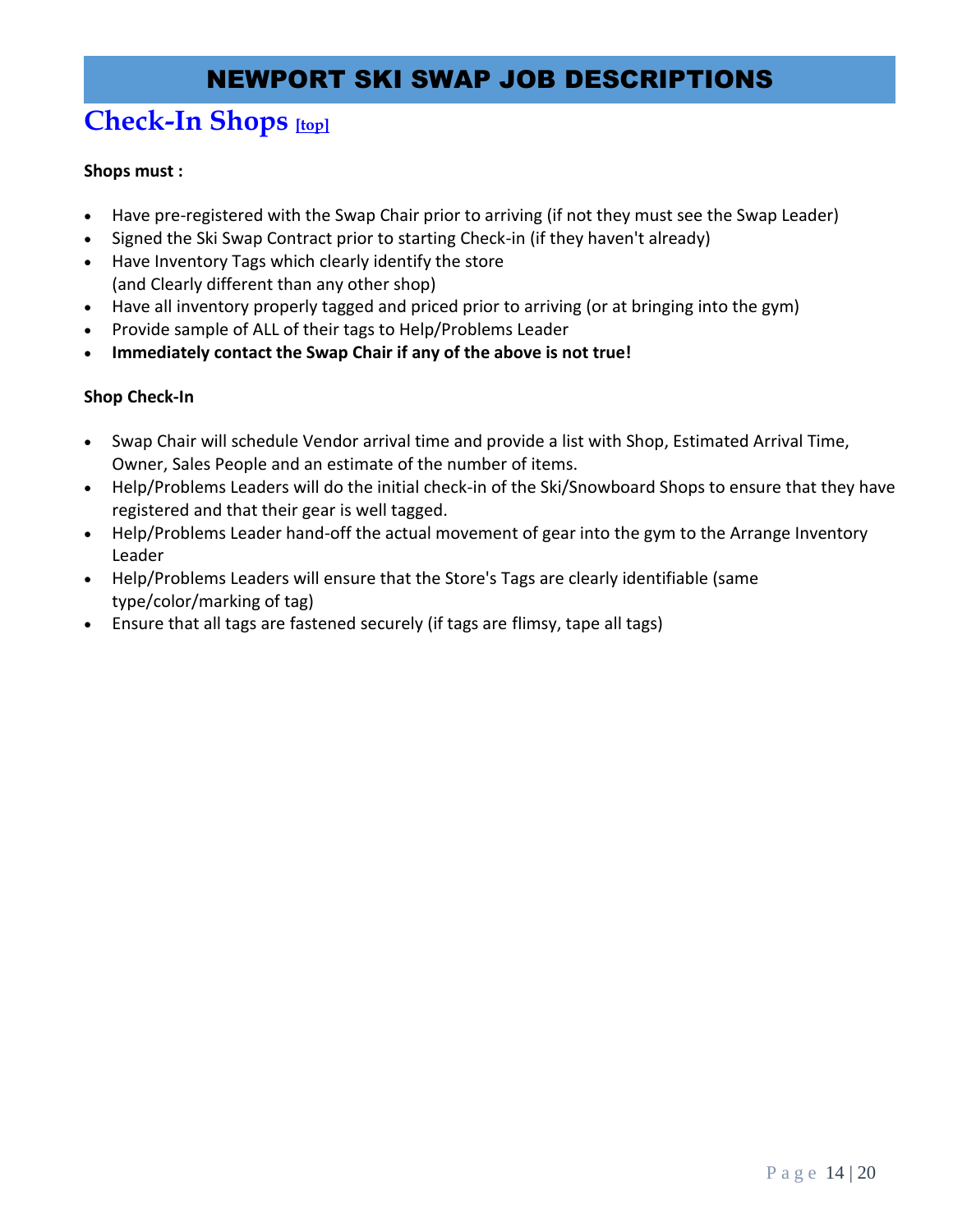# NEWPORT SKI SWAP JOB DESCRIPTIONS

## Check-In Shops [top]

**Shops must :**

- Have pre-registered with the Swap Chair prior to arriving (if not they must see the Swap Leader)
- Signed the Ski Swap Contract prior to starting Check-in (if they haven't already)
- Have Inventory Tags which clearly identify the store
  (and Clearly different than any other shop)
- Have all inventory properly tagged and priced prior to arriving (or at bringing into the gym)
- Provide sample of ALL of their tags to Help/Problems Leader
- **Immediately contact the Swap Chair if any of the above is not true!**

**Shop Check-In**

- Swap Chair will schedule Vendor arrival time and provide a list with Shop, Estimated Arrival Time, Owner, Sales People and an estimate of the number of items.
- Help/Problems Leaders will do the initial check-in of the Ski/Snowboard Shops to ensure that they have registered and that their gear is well tagged.
- Help/Problems Leader hand-off the actual movement of gear into the gym to the Arrange Inventory Leader
- Help/Problems Leaders will ensure that the Store's Tags are clearly identifiable (same type/color/marking of tag)
- Ensure that all tags are fastened securely (if tags are flimsy, tape all tags)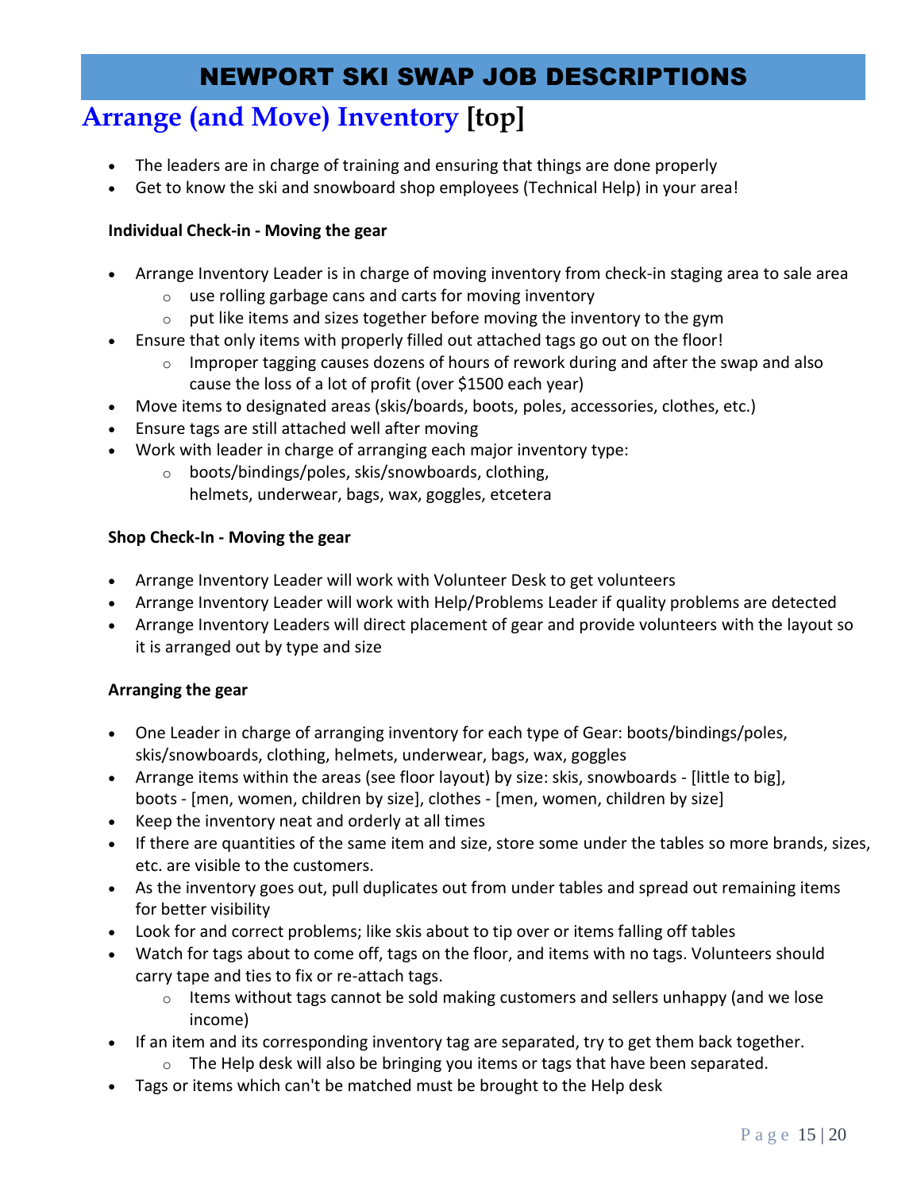# NEWPORT SKI SWAP JOB DESCRIPTIONS

## Arrange (and Move) Inventory [top]

- The leaders are in charge of training and ensuring that things are done properly
- Get to know the ski and snowboard shop employees (Technical Help) in your area!

**Individual Check-in - Moving the gear**

- Arrange Inventory Leader is in charge of moving inventory from check-in staging area to sale area
  - use rolling garbage cans and carts for moving inventory
  - put like items and sizes together before moving the inventory to the gym
- Ensure that only items with properly filled out attached tags go out on the floor!
  - Improper tagging causes dozens of hours of rework during and after the swap and also cause the loss of a lot of profit (over $1500 each year)
- Move items to designated areas (skis/boards, boots, poles, accessories, clothes, etc.)
- Ensure tags are still attached well after moving
- Work with leader in charge of arranging each major inventory type:
  - boots/bindings/poles, skis/snowboards, clothing, helmets, underwear, bags, wax, goggles, etcetera

**Shop Check-In - Moving the gear**

- Arrange Inventory Leader will work with Volunteer Desk to get volunteers
- Arrange Inventory Leader will work with Help/Problems Leader if quality problems are detected
- Arrange Inventory Leaders will direct placement of gear and provide volunteers with the layout so it is arranged out by type and size

**Arranging the gear**

- One Leader in charge of arranging inventory for each type of Gear: boots/bindings/poles, skis/snowboards, clothing, helmets, underwear, bags, wax, goggles
- Arrange items within the areas (see floor layout) by size: skis, snowboards - [little to big], boots - [men, women, children by size], clothes - [men, women, children by size]
- Keep the inventory neat and orderly at all times
- If there are quantities of the same item and size, store some under the tables so more brands, sizes, etc. are visible to the customers.
- As the inventory goes out, pull duplicates out from under tables and spread out remaining items for better visibility
- Look for and correct problems; like skis about to tip over or items falling off tables
- Watch for tags about to come off, tags on the floor, and items with no tags. Volunteers should carry tape and ties to fix or re-attach tags.
  - Items without tags cannot be sold making customers and sellers unhappy (and we lose income)
- If an item and its corresponding inventory tag are separated, try to get them back together.
  - The Help desk will also be bringing you items or tags that have been separated.
- Tags or items which can't be matched must be brought to the Help desk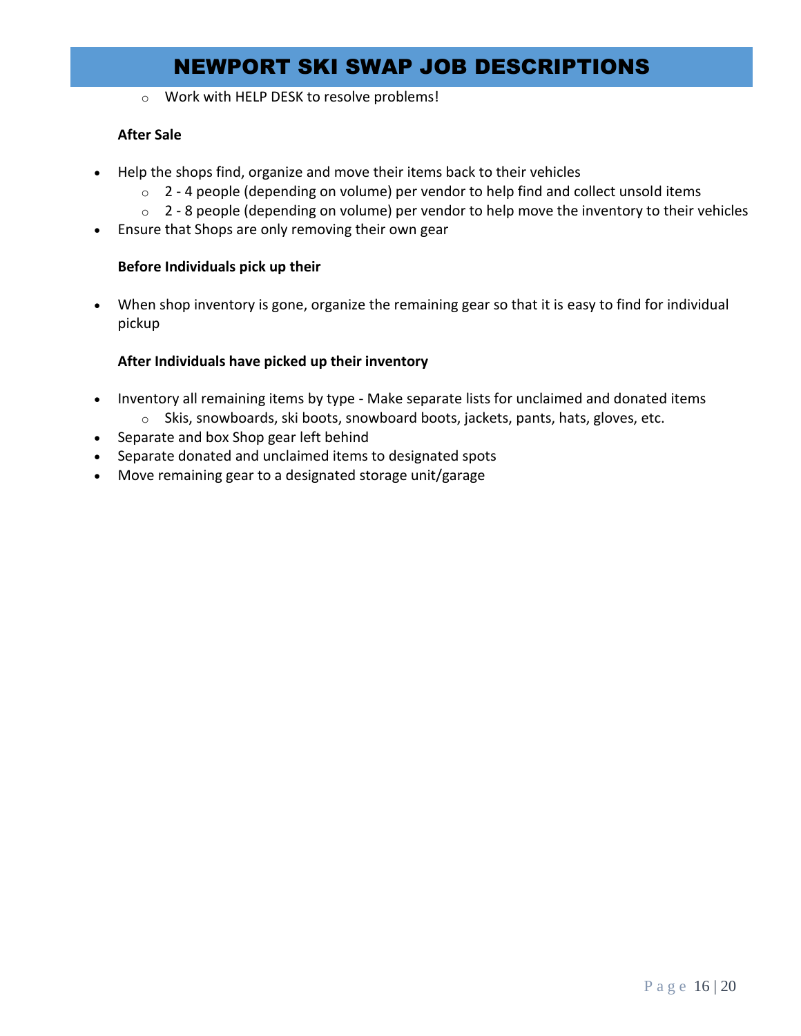# NEWPORT SKI SWAP JOB DESCRIPTIONS

   - Work with HELP DESK to resolve problems!

**After Sale**

- Help the shops find, organize and move their items back to their vehicles
  - 2 - 4 people (depending on volume) per vendor to help find and collect unsold items
  - 2 - 8 people (depending on volume) per vendor to help move the inventory to their vehicles
- Ensure that Shops are only removing their own gear

**Before Individuals pick up their**

- When shop inventory is gone, organize the remaining gear so that it is easy to find for individual pickup

**After Individuals have picked up their inventory**

- Inventory all remaining items by type - Make separate lists for unclaimed and donated items
  - Skis, snowboards, ski boots, snowboard boots, jackets, pants, hats, gloves, etc.
- Separate and box Shop gear left behind
- Separate donated and unclaimed items to designated spots
- Move remaining gear to a designated storage unit/garage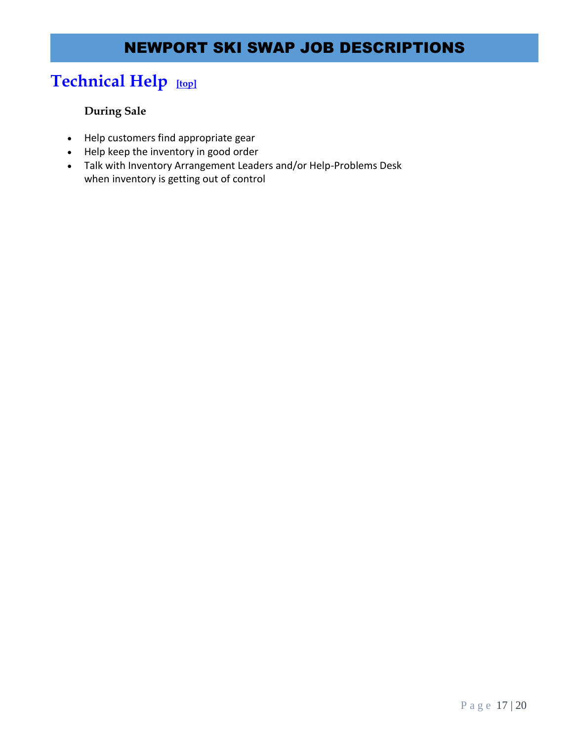# NEWPORT SKI SWAP JOB DESCRIPTIONS

## Technical Help [top]

**During Sale**

- Help customers find appropriate gear
- Help keep the inventory in good order
- Talk with Inventory Arrangement Leaders and/or Help-Problems Desk when inventory is getting out of control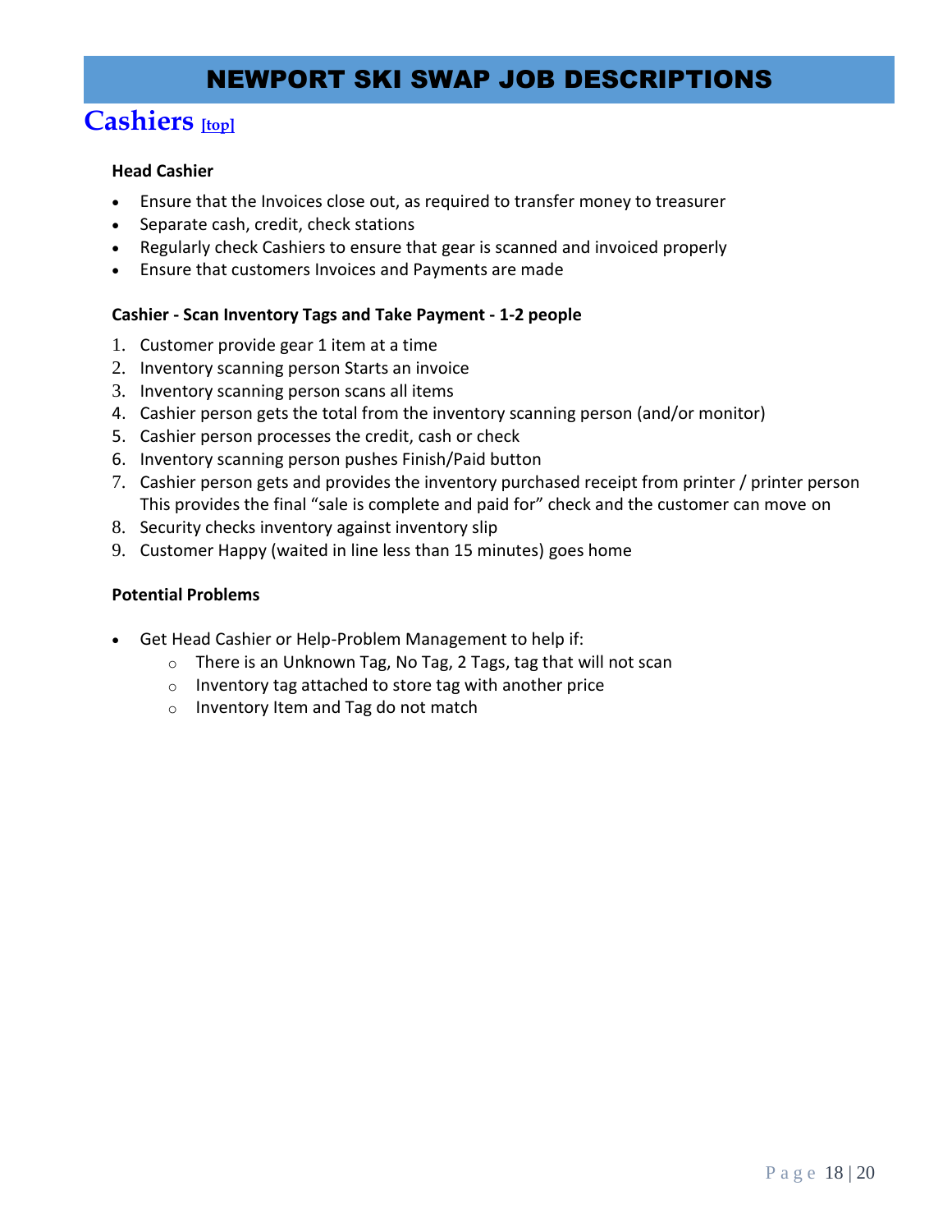# NEWPORT SKI SWAP JOB DESCRIPTIONS

## Cashiers [top]

**Head Cashier**

- Ensure that the Invoices close out, as required to transfer money to treasurer
- Separate cash, credit, check stations
- Regularly check Cashiers to ensure that gear is scanned and invoiced properly
- Ensure that customers Invoices and Payments are made

**Cashier - Scan Inventory Tags and Take Payment - 1-2 people**

1. Customer provide gear 1 item at a time
2. Inventory scanning person Starts an invoice
3. Inventory scanning person scans all items
4. Cashier person gets the total from the inventory scanning person (and/or monitor)
5. Cashier person processes the credit, cash or check
6. Inventory scanning person pushes Finish/Paid button
7. Cashier person gets and provides the inventory purchased receipt from printer / printer person
   This provides the final "sale is complete and paid for" check and the customer can move on
8. Security checks inventory against inventory slip
9. Customer Happy (waited in line less than 15 minutes) goes home

**Potential Problems**

- Get Head Cashier or Help-Problem Management to help if:
  - There is an Unknown Tag, No Tag, 2 Tags, tag that will not scan
  - Inventory tag attached to store tag with another price
  - Inventory Item and Tag do not match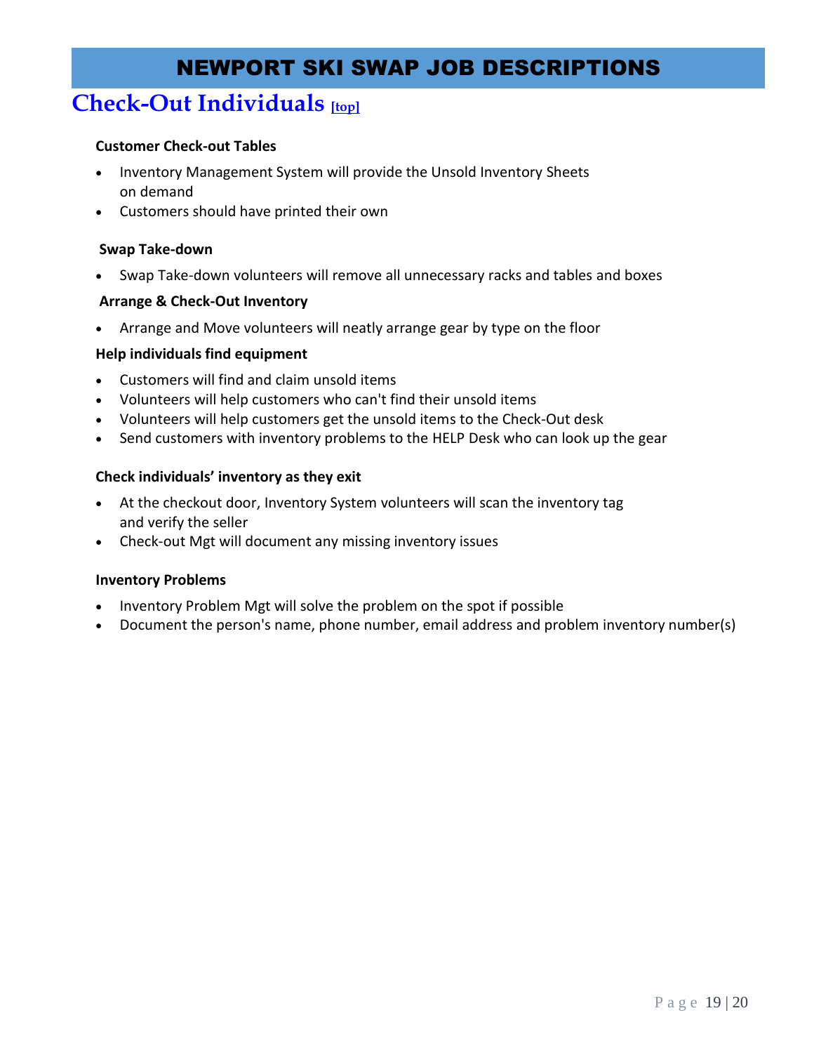# NEWPORT SKI SWAP JOB DESCRIPTIONS

## Check-Out Individuals [top]

**Customer Check-out Tables**

- Inventory Management System will provide the Unsold Inventory Sheets on demand
- Customers should have printed their own

**Swap Take-down**

- Swap Take-down volunteers will remove all unnecessary racks and tables and boxes

**Arrange & Check-Out Inventory**

- Arrange and Move volunteers will neatly arrange gear by type on the floor

**Help individuals find equipment**

- Customers will find and claim unsold items
- Volunteers will help customers who can't find their unsold items
- Volunteers will help customers get the unsold items to the Check-Out desk
- Send customers with inventory problems to the HELP Desk who can look up the gear

**Check individuals' inventory as they exit**

- At the checkout door, Inventory System volunteers will scan the inventory tag and verify the seller
- Check-out Mgt will document any missing inventory issues

**Inventory Problems**

- Inventory Problem Mgt will solve the problem on the spot if possible
- Document the person's name, phone number, email address and problem inventory number(s)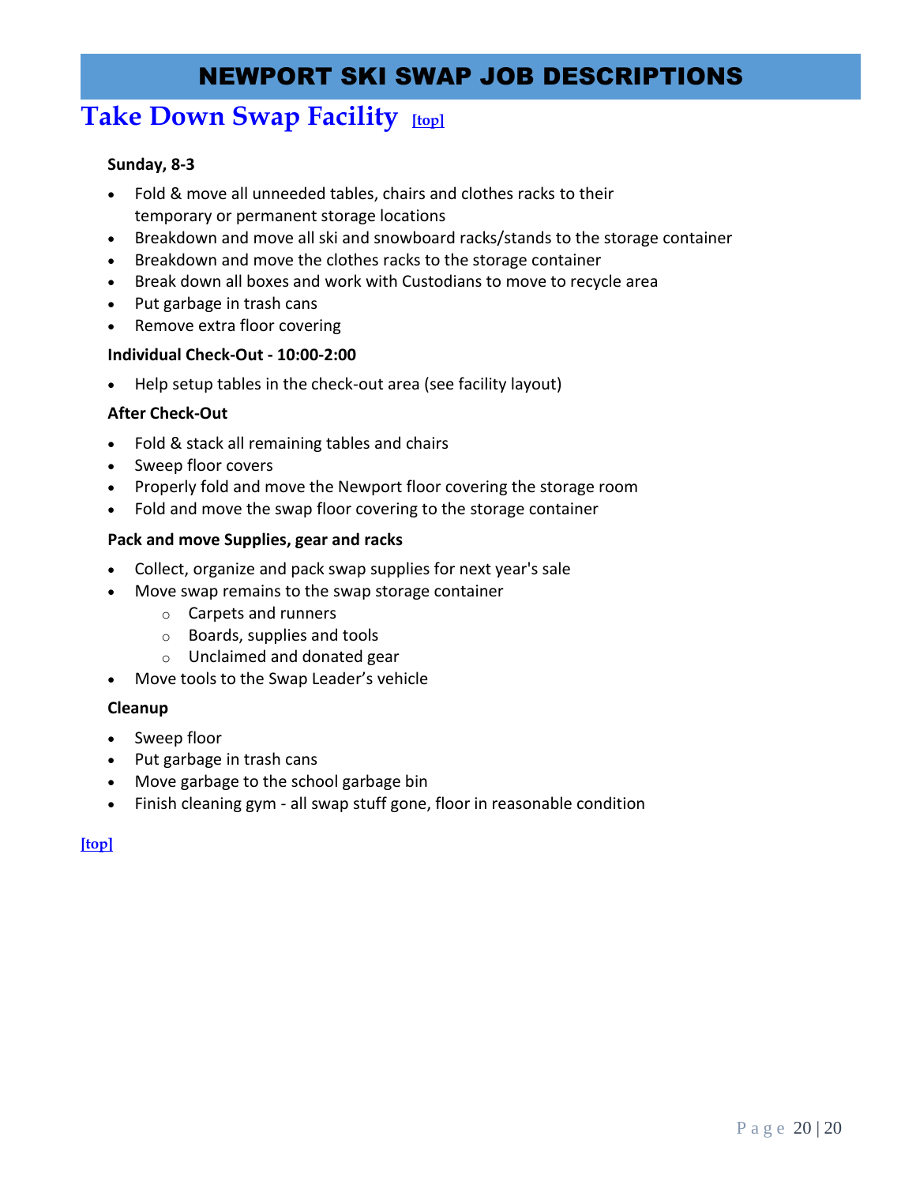# NEWPORT SKI SWAP JOB DESCRIPTIONS

## Take Down Swap Facility [top]

**Sunday, 8-3**

- Fold & move all unneeded tables, chairs and clothes racks to their temporary or permanent storage locations
- Breakdown and move all ski and snowboard racks/stands to the storage container
- Breakdown and move the clothes racks to the storage container
- Break down all boxes and work with Custodians to move to recycle area
- Put garbage in trash cans
- Remove extra floor covering

**Individual Check-Out - 10:00-2:00**

- Help setup tables in the check-out area (see facility layout)

**After Check-Out**

- Fold & stack all remaining tables and chairs
- Sweep floor covers
- Properly fold and move the Newport floor covering the storage room
- Fold and move the swap floor covering to the storage container

**Pack and move Supplies, gear and racks**

- Collect, organize and pack swap supplies for next year's sale
- Move swap remains to the swap storage container
  - Carpets and runners
  - Boards, supplies and tools
  - Unclaimed and donated gear
- Move tools to the Swap Leader's vehicle

**Cleanup**

- Sweep floor
- Put garbage in trash cans
- Move garbage to the school garbage bin
- Finish cleaning gym - all swap stuff gone, floor in reasonable condition

[top]